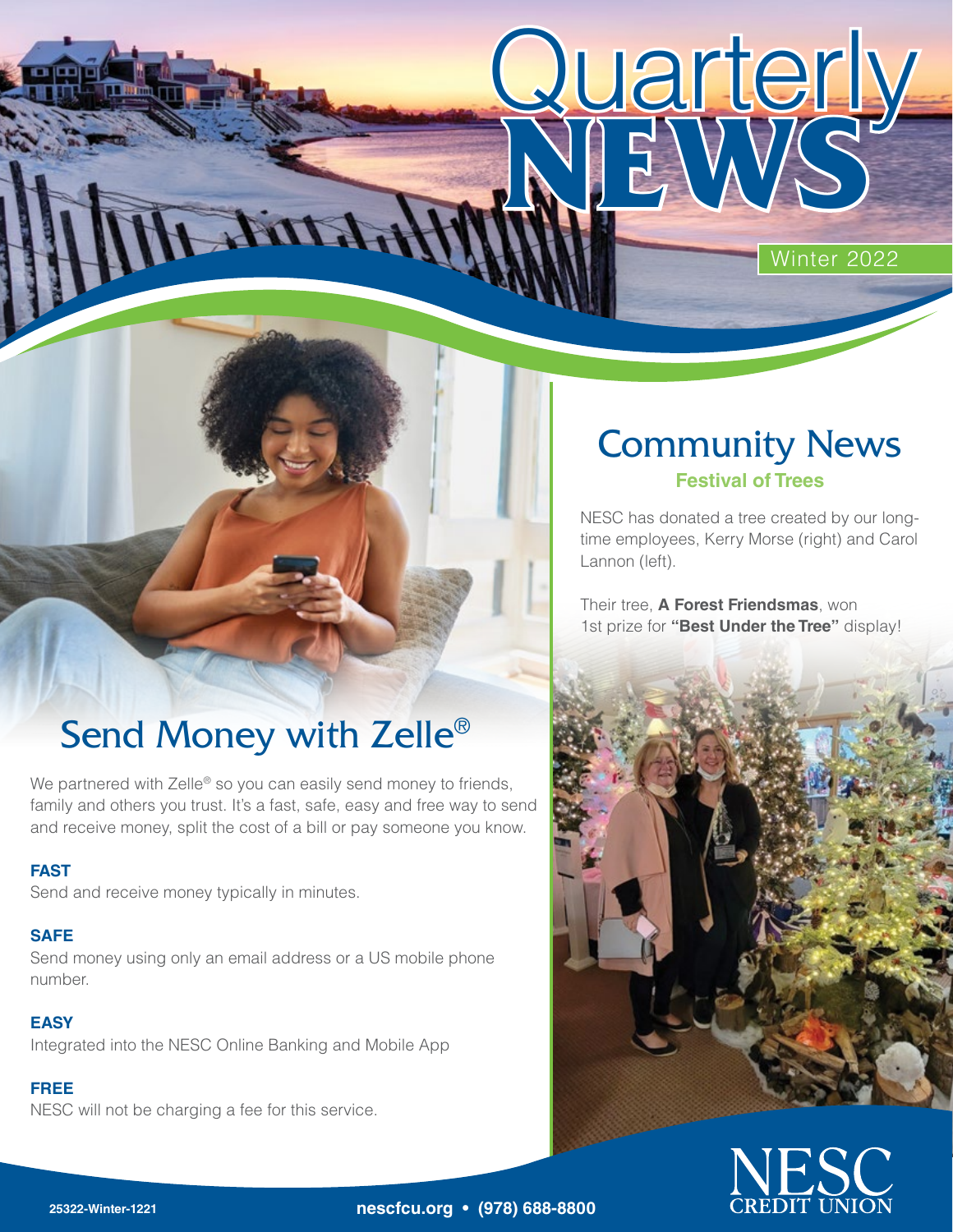# Quarterly NEWS

Winter 2022

## Community News

### Festival of Trees

NESC has donated a tree created by our long-time employees, Kerry Morse (right) and Carol Lannon (left).

Their tree, **A Forest Friendsmas**, won 1st prize for **"Best Under the Tree"** display!

## Send Money with Zelle®

We partnered with Zelle® so you can easily send money to friends, family and others you trust. It's a fast, safe, easy and free way to send and receive money, split the cost of a bill or pay someone you know.

**FAST**
Send and receive money typically in minutes.

**SAFE**
Send money using only an email address or a US mobile phone number.

**EASY**
Integrated into the NESC Online Banking and Mobile App

**FREE**
NESC will not be charging a fee for this service.

25322-Winter-1221

**nescfcu.org • (978) 688-8800**

NESC CREDIT UNION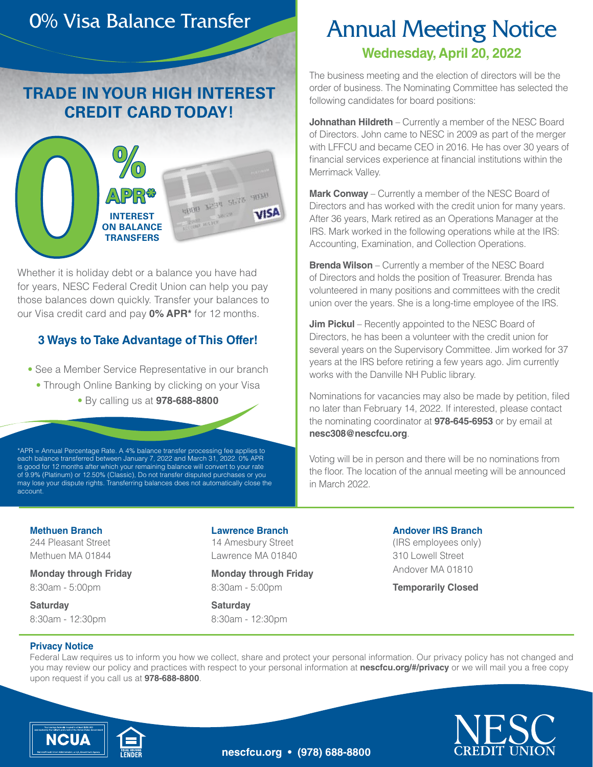# 0% Visa Balance Transfer

## TRADE IN YOUR HIGH INTEREST CREDIT CARD TODAY!

**0% APR* INTEREST ON BALANCE TRANSFERS**

Whether it is holiday debt or a balance you have had for years, NESC Federal Credit Union can help you pay those balances down quickly. Transfer your balances to our Visa credit card and pay **0% APR*** for 12 months.

### 3 Ways to Take Advantage of This Offer!

- See a Member Service Representative in our branch
- Through Online Banking by clicking on your Visa
- By calling us at **978-688-8800**

*APR = Annual Percentage Rate. A 4% balance transfer processing fee applies to each balance transferred between January 7, 2022 and March 31, 2022. 0% APR is good for 12 months after which your remaining balance will convert to your rate of 9.9% (Platinum) or 12.50% (Classic). Do not transfer disputed purchases or you may lose your dispute rights. Transferring balances does not automatically close the account.

# Annual Meeting Notice

## Wednesday, April 20, 2022

The business meeting and the election of directors will be the order of business. The Nominating Committee has selected the following candidates for board positions:

**Johnathan Hildreth** – Currently a member of the NESC Board of Directors. John came to NESC in 2009 as part of the merger with LFFCU and became CEO in 2016. He has over 30 years of financial services experience at financial institutions within the Merrimack Valley.

**Mark Conway** – Currently a member of the NESC Board of Directors and has worked with the credit union for many years. After 36 years, Mark retired as an Operations Manager at the IRS. Mark worked in the following operations while at the IRS: Accounting, Examination, and Collection Operations.

**Brenda Wilson** – Currently a member of the NESC Board of Directors and holds the position of Treasurer. Brenda has volunteered in many positions and committees with the credit union over the years. She is a long-time employee of the IRS.

**Jim Pickul** – Recently appointed to the NESC Board of Directors, he has been a volunteer with the credit union for several years on the Supervisory Committee. Jim worked for 37 years at the IRS before retiring a few years ago. Jim currently works with the Danville NH Public library.

Nominations for vacancies may also be made by petition, filed no later than February 14, 2022. If interested, please contact the nominating coordinator at **978-645-6953** or by email at **nesc308@nescfcu.org**.

Voting will be in person and there will be no nominations from the floor. The location of the annual meeting will be announced in March 2022.

**Methuen Branch**
244 Pleasant Street
Methuen MA 01844

**Monday through Friday**
8:30am - 5:00pm

**Saturday**
8:30am - 12:30pm

**Lawrence Branch**
14 Amesbury Street
Lawrence MA 01840

**Monday through Friday**
8:30am - 5:00pm

**Saturday**
8:30am - 12:30pm

**Andover IRS Branch**
(IRS employees only)
310 Lowell Street
Andover MA 01810

**Temporarily Closed**

**Privacy Notice**

Federal Law requires us to inform you how we collect, share and protect your personal information. Our privacy policy has not changed and you may review our policy and practices with respect to your personal information at **nescfcu.org/#/privacy** or we will mail you a free copy upon request if you call us at **978-688-8800**.

NCUA | EQUAL HOUSING LENDER

**nescfcu.org • (978) 688-8800**

NESC CREDIT UNION